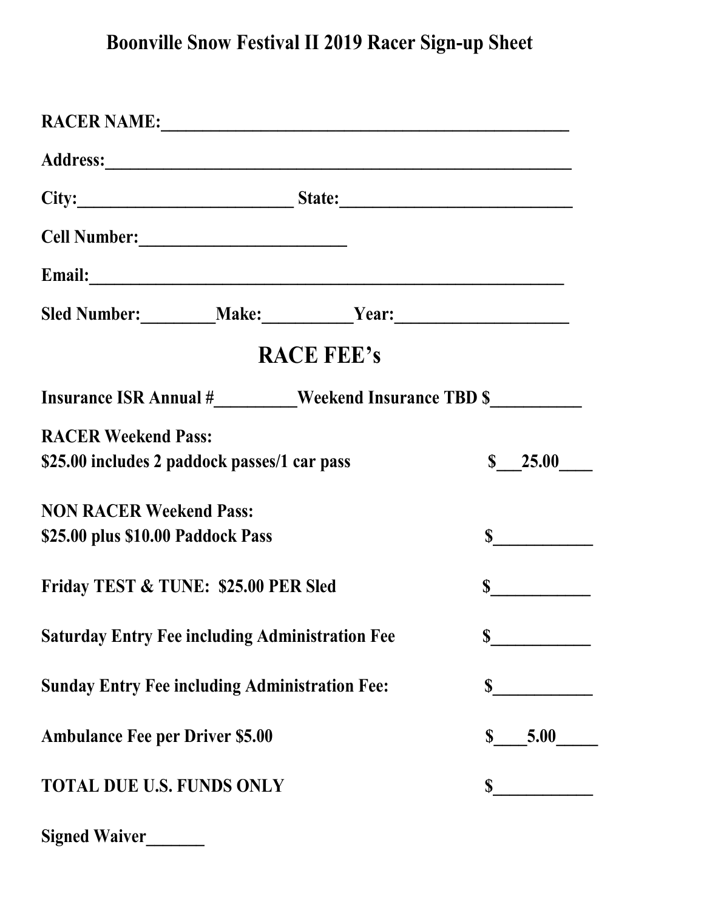# Boonville Snow Festival II 2019 Racer Sign-up Sheet

**RACER NAME:**_______________________________________________

**Address:**_______________________________________________________

**City:**_________________________ **State:**___________________________

**Cell Number:**________________________

**Email:**________________________________________________________

**Sled Number:**_________**Make:**__________**Year:**____________________

## RACE FEE's

**Insurance ISR Annual #**__________**Weekend Insurance TBD $**___________

**RACER Weekend Pass:**
**$25.00 includes 2 paddock passes/1 car pass** **$___25.00____**

**NON RACER Weekend Pass:**
**$25.00 plus $10.00 Paddock Pass** **$____________**

**Friday TEST & TUNE: $25.00 PER Sled** **$____________**

**Saturday Entry Fee including Administration Fee** **$____________**

**Sunday Entry Fee including Administration Fee:** **$____________**

**Ambulance Fee per Driver $5.00** **$____5.00_____**

**TOTAL DUE U.S. FUNDS ONLY** **$____________**

**Signed Waiver**_______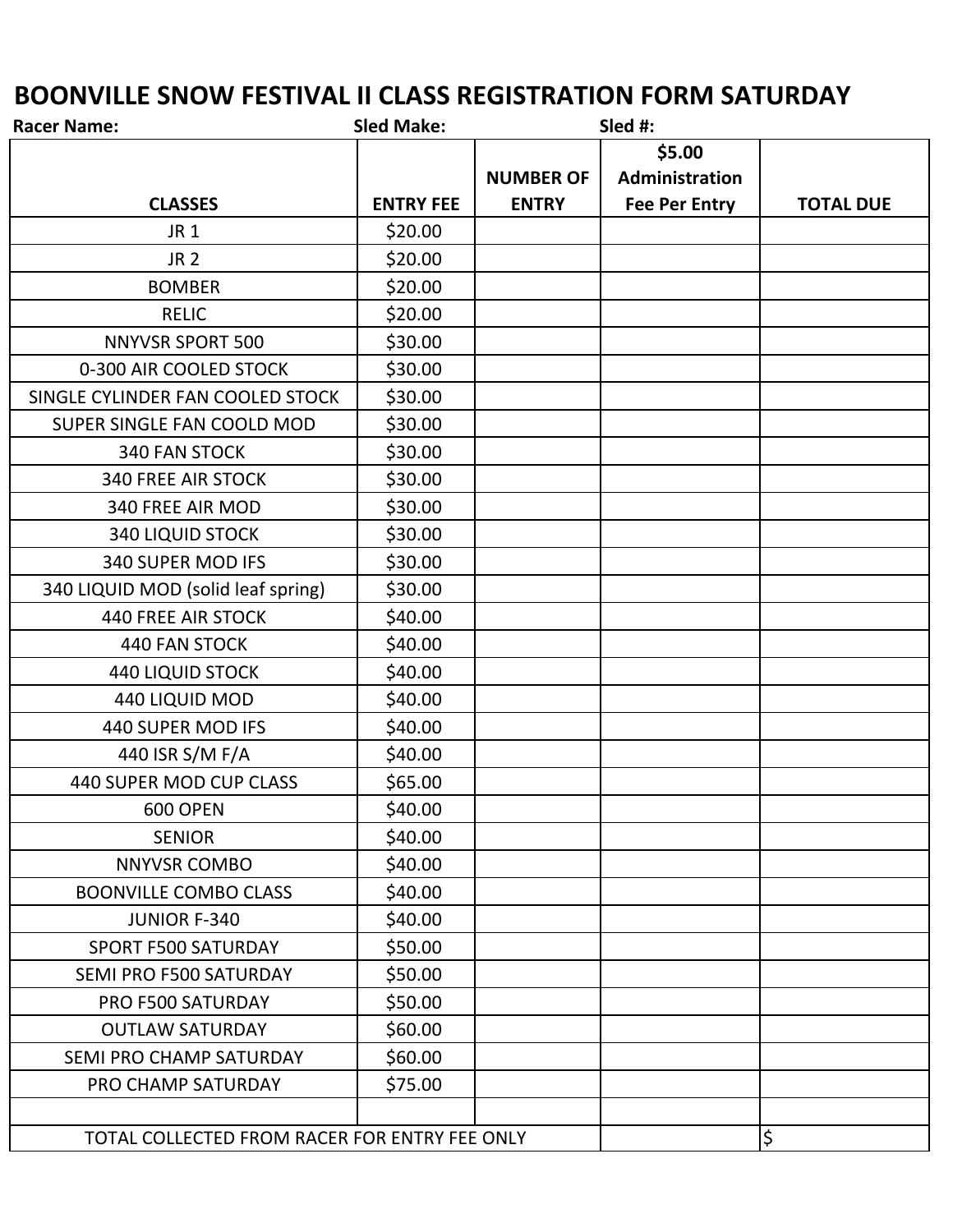# BOONVILLE SNOW FESTIVAL II CLASS REGISTRATION FORM SATURDAY

**Racer Name:** **Sled Make:** **Sled #:**

| CLASSES | ENTRY FEE | NUMBER OF ENTRY | $5.00 Administration Fee Per Entry | TOTAL DUE |
|---|---|---|---|---|
| JR 1 | $20.00 | | | |
| JR 2 | $20.00 | | | |
| BOMBER | $20.00 | | | |
| RELIC | $20.00 | | | |
| NNYVSR SPORT 500 | $30.00 | | | |
| 0-300 AIR COOLED STOCK | $30.00 | | | |
| SINGLE CYLINDER FAN COOLED STOCK | $30.00 | | | |
| SUPER SINGLE FAN COOLD MOD | $30.00 | | | |
| 340 FAN STOCK | $30.00 | | | |
| 340 FREE AIR STOCK | $30.00 | | | |
| 340 FREE AIR MOD | $30.00 | | | |
| 340 LIQUID STOCK | $30.00 | | | |
| 340 SUPER MOD IFS | $30.00 | | | |
| 340 LIQUID MOD (solid leaf spring) | $30.00 | | | |
| 440 FREE AIR STOCK | $40.00 | | | |
| 440 FAN STOCK | $40.00 | | | |
| 440 LIQUID STOCK | $40.00 | | | |
| 440 LIQUID MOD | $40.00 | | | |
| 440 SUPER MOD IFS | $40.00 | | | |
| 440 ISR S/M F/A | $40.00 | | | |
| 440 SUPER MOD CUP CLASS | $65.00 | | | |
| 600 OPEN | $40.00 | | | |
| SENIOR | $40.00 | | | |
| NNYVSR COMBO | $40.00 | | | |
| BOONVILLE COMBO CLASS | $40.00 | | | |
| JUNIOR F-340 | $40.00 | | | |
| SPORT F500 SATURDAY | $50.00 | | | |
| SEMI PRO F500 SATURDAY | $50.00 | | | |
| PRO F500 SATURDAY | $50.00 | | | |
| OUTLAW SATURDAY | $60.00 | | | |
| SEMI PRO CHAMP SATURDAY | $60.00 | | | |
| PRO CHAMP SATURDAY | $75.00 | | | |
| | | | | |
| TOTAL COLLECTED FROM RACER FOR ENTRY FEE ONLY | | | | $ |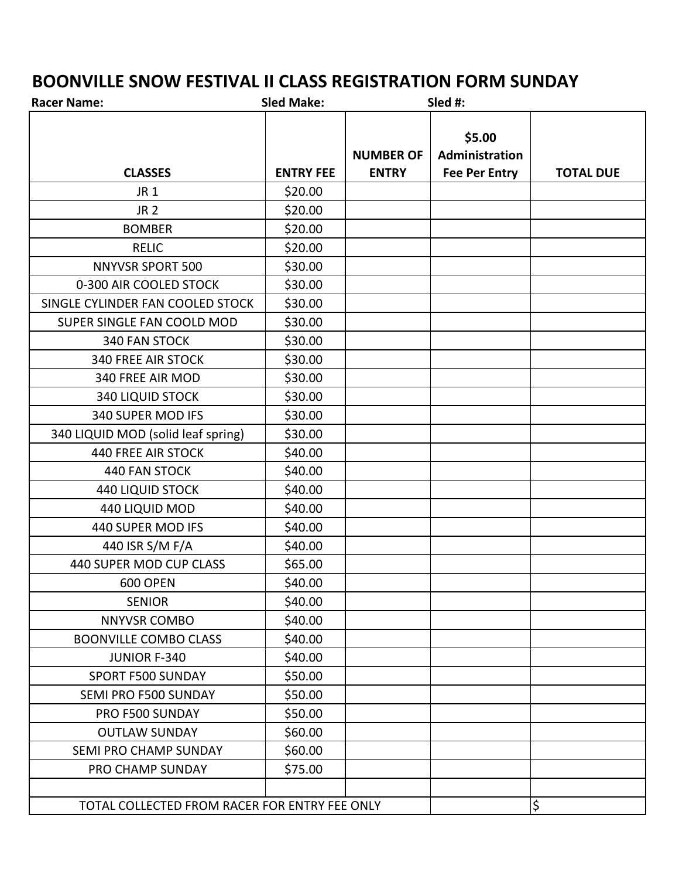## BOONVILLE SNOW FESTIVAL II CLASS REGISTRATION FORM SUNDAY

**Racer Name:** **Sled Make:** **Sled #:**

| CLASSES | ENTRY FEE | NUMBER OF ENTRY | $5.00 Administration Fee Per Entry | TOTAL DUE |
|---|---|---|---|---|
| JR 1 | $20.00 | | | |
| JR 2 | $20.00 | | | |
| BOMBER | $20.00 | | | |
| RELIC | $20.00 | | | |
| NNYVSR SPORT 500 | $30.00 | | | |
| 0-300 AIR COOLED STOCK | $30.00 | | | |
| SINGLE CYLINDER FAN COOLED STOCK | $30.00 | | | |
| SUPER SINGLE FAN COOLD MOD | $30.00 | | | |
| 340 FAN STOCK | $30.00 | | | |
| 340 FREE AIR STOCK | $30.00 | | | |
| 340 FREE AIR MOD | $30.00 | | | |
| 340 LIQUID STOCK | $30.00 | | | |
| 340 SUPER MOD IFS | $30.00 | | | |
| 340 LIQUID MOD (solid leaf spring) | $30.00 | | | |
| 440 FREE AIR STOCK | $40.00 | | | |
| 440 FAN STOCK | $40.00 | | | |
| 440 LIQUID STOCK | $40.00 | | | |
| 440 LIQUID MOD | $40.00 | | | |
| 440 SUPER MOD IFS | $40.00 | | | |
| 440 ISR S/M F/A | $40.00 | | | |
| 440 SUPER MOD CUP CLASS | $65.00 | | | |
| 600 OPEN | $40.00 | | | |
| SENIOR | $40.00 | | | |
| NNYVSR COMBO | $40.00 | | | |
| BOONVILLE COMBO CLASS | $40.00 | | | |
| JUNIOR F-340 | $40.00 | | | |
| SPORT F500 SUNDAY | $50.00 | | | |
| SEMI PRO F500 SUNDAY | $50.00 | | | |
| PRO F500 SUNDAY | $50.00 | | | |
| OUTLAW SUNDAY | $60.00 | | | |
| SEMI PRO CHAMP SUNDAY | $60.00 | | | |
| PRO CHAMP SUNDAY | $75.00 | | | |
| | | | | |
| TOTAL COLLECTED FROM RACER FOR ENTRY FEE ONLY | | | | $ |